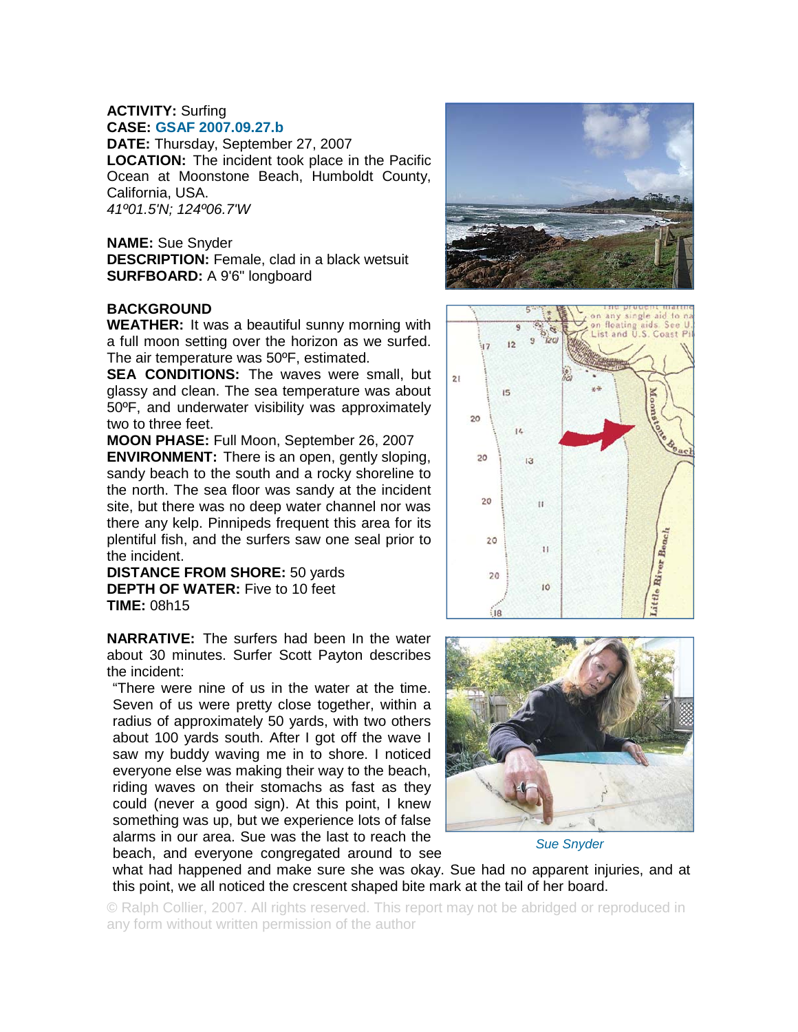**ACTIVITY:** Surfing
**CASE:** GSAF 2007.09.27.b
**DATE:** Thursday, September 27, 2007
**LOCATION:** The incident took place in the Pacific Ocean at Moonstone Beach, Humboldt County, California, USA.
*41º01.5'N; 124º06.7'W*

**NAME:** Sue Snyder
**DESCRIPTION:** Female, clad in a black wetsuit
**SURFBOARD:** A 9'6" longboard

**BACKGROUND**
**WEATHER:** It was a beautiful sunny morning with a full moon setting over the horizon as we surfed. The air temperature was 50ºF, estimated.
**SEA CONDITIONS:** The waves were small, but glassy and clean. The sea temperature was about 50ºF, and underwater visibility was approximately two to three feet.
**MOON PHASE:** Full Moon, September 26, 2007
**ENVIRONMENT:** There is an open, gently sloping, sandy beach to the south and a rocky shoreline to the north. The sea floor was sandy at the incident site, but there was no deep water channel nor was there any kelp. Pinnipeds frequent this area for its plentiful fish, and the surfers saw one seal prior to the incident.
**DISTANCE FROM SHORE:** 50 yards
**DEPTH OF WATER:** Five to 10 feet
**TIME:** 08h15

**NARRATIVE:** The surfers had been In the water about 30 minutes. Surfer Scott Payton describes the incident:

"There were nine of us in the water at the time. Seven of us were pretty close together, within a radius of approximately 50 yards, with two others about 100 yards south. After I got off the wave I saw my buddy waving me in to shore. I noticed everyone else was making their way to the beach, riding waves on their stomachs as fast as they could (never a good sign). At this point, I knew something was up, but we experience lots of false alarms in our area. Sue was the last to reach the beach, and everyone congregated around to see what had happened and make sure she was okay. Sue had no apparent injuries, and at this point, we all noticed the crescent shaped bite mark at the tail of her board.

*Sue Snyder*

© Ralph Collier, 2007. All rights reserved. This report may not be abridged or reproduced in any form without written permission of the author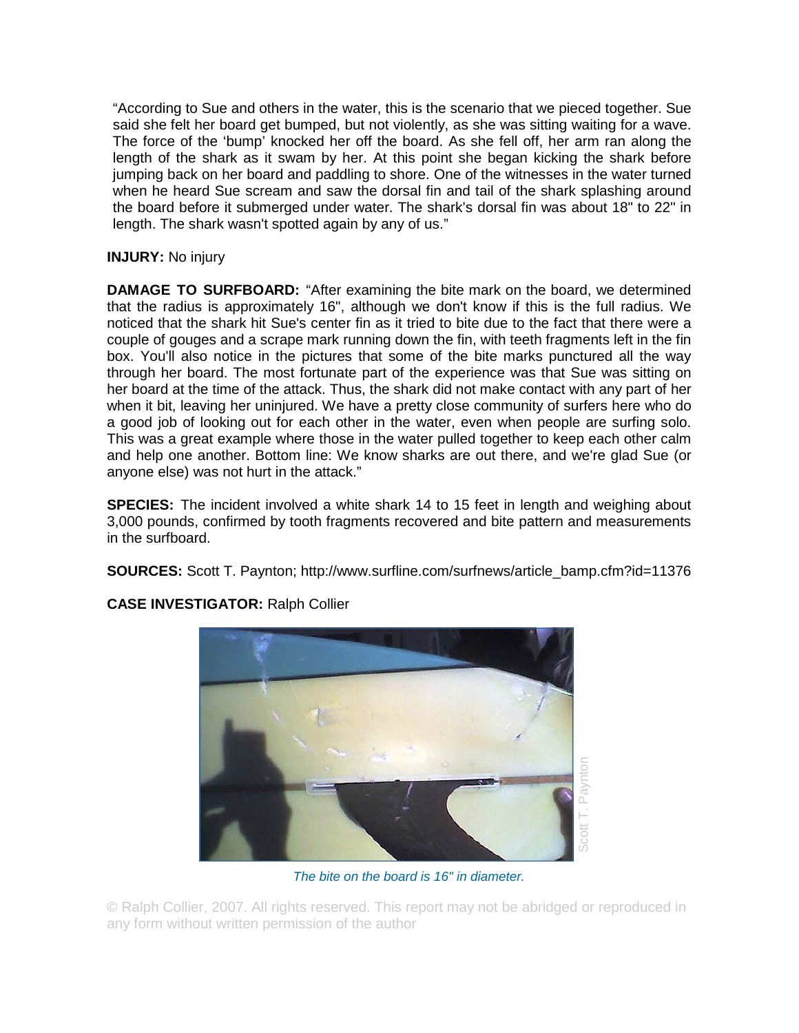"According to Sue and others in the water, this is the scenario that we pieced together. Sue said she felt her board get bumped, but not violently, as she was sitting waiting for a wave. The force of the 'bump' knocked her off the board. As she fell off, her arm ran along the length of the shark as it swam by her. At this point she began kicking the shark before jumping back on her board and paddling to shore. One of the witnesses in the water turned when he heard Sue scream and saw the dorsal fin and tail of the shark splashing around the board before it submerged under water. The shark's dorsal fin was about 18" to 22" in length. The shark wasn't spotted again by any of us."

**INJURY:** No injury

**DAMAGE TO SURFBOARD:** "After examining the bite mark on the board, we determined that the radius is approximately 16", although we don't know if this is the full radius. We noticed that the shark hit Sue's center fin as it tried to bite due to the fact that there were a couple of gouges and a scrape mark running down the fin, with teeth fragments left in the fin box. You'll also notice in the pictures that some of the bite marks punctured all the way through her board. The most fortunate part of the experience was that Sue was sitting on her board at the time of the attack. Thus, the shark did not make contact with any part of her when it bit, leaving her uninjured. We have a pretty close community of surfers here who do a good job of looking out for each other in the water, even when people are surfing solo. This was a great example where those in the water pulled together to keep each other calm and help one another. Bottom line: We know sharks are out there, and we're glad Sue (or anyone else) was not hurt in the attack."

**SPECIES:** The incident involved a white shark 14 to 15 feet in length and weighing about 3,000 pounds, confirmed by tooth fragments recovered and bite pattern and measurements in the surfboard.

**SOURCES:** Scott T. Paynton; http://www.surfline.com/surfnews/article_bamp.cfm?id=11376

**CASE INVESTIGATOR:** Ralph Collier

Scott T. Paynton

*The bite on the board is 16" in diameter.*

© Ralph Collier, 2007. All rights reserved. This report may not be abridged or reproduced in any form without written permission of the author